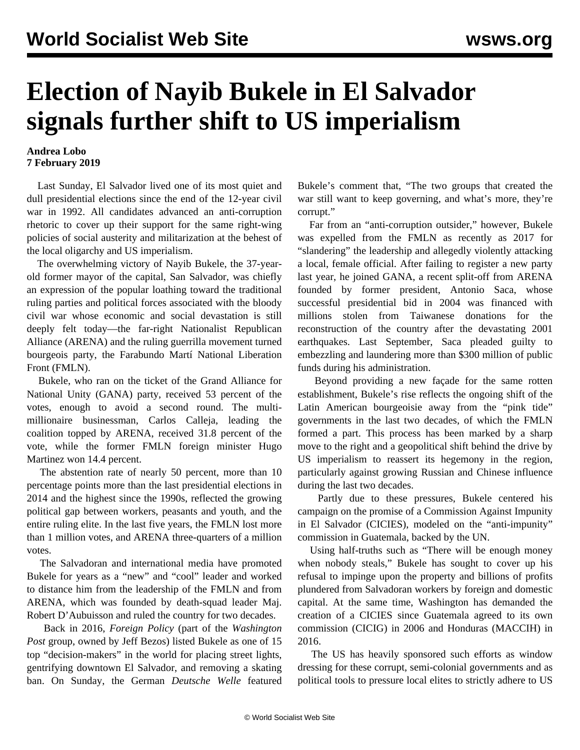# Election of Nayib Bukele in El Salvador signals further shift to US imperialism

**Andrea Lobo**
**7 February 2019**

Last Sunday, El Salvador lived one of its most quiet and dull presidential elections since the end of the 12-year civil war in 1992. All candidates advanced an anti-corruption rhetoric to cover up their support for the same right-wing policies of social austerity and militarization at the behest of the local oligarchy and US imperialism.

The overwhelming victory of Nayib Bukele, the 37-year-old former mayor of the capital, San Salvador, was chiefly an expression of the popular loathing toward the traditional ruling parties and political forces associated with the bloody civil war whose economic and social devastation is still deeply felt today—the far-right Nationalist Republican Alliance (ARENA) and the ruling guerrilla movement turned bourgeois party, the Farabundo Martí National Liberation Front (FMLN).

Bukele, who ran on the ticket of the Grand Alliance for National Unity (GANA) party, received 53 percent of the votes, enough to avoid a second round. The multi-millionaire businessman, Carlos Calleja, leading the coalition topped by ARENA, received 31.8 percent of the vote, while the former FMLN foreign minister Hugo Martinez won 14.4 percent.

The abstention rate of nearly 50 percent, more than 10 percentage points more than the last presidential elections in 2014 and the highest since the 1990s, reflected the growing political gap between workers, peasants and youth, and the entire ruling elite. In the last five years, the FMLN lost more than 1 million votes, and ARENA three-quarters of a million votes.

The Salvadoran and international media have promoted Bukele for years as a "new" and "cool" leader and worked to distance him from the leadership of the FMLN and from ARENA, which was founded by death-squad leader Maj. Robert D'Aubuisson and ruled the country for two decades.

Back in 2016, *Foreign Policy* (part of the *Washington Post* group, owned by Jeff Bezos) listed Bukele as one of 15 top "decision-makers" in the world for placing street lights, gentrifying downtown El Salvador, and removing a skating ban. On Sunday, the German *Deutsche Welle* featured Bukele's comment that, "The two groups that created the war still want to keep governing, and what's more, they're corrupt."

Far from an "anti-corruption outsider," however, Bukele was expelled from the FMLN as recently as 2017 for "slandering" the leadership and allegedly violently attacking a local, female official. After failing to register a new party last year, he joined GANA, a recent split-off from ARENA founded by former president, Antonio Saca, whose successful presidential bid in 2004 was financed with millions stolen from Taiwanese donations for the reconstruction of the country after the devastating 2001 earthquakes. Last September, Saca pleaded guilty to embezzling and laundering more than $300 million of public funds during his administration.

Beyond providing a new façade for the same rotten establishment, Bukele's rise reflects the ongoing shift of the Latin American bourgeoisie away from the "pink tide" governments in the last two decades, of which the FMLN formed a part. This process has been marked by a sharp move to the right and a geopolitical shift behind the drive by US imperialism to reassert its hegemony in the region, particularly against growing Russian and Chinese influence during the last two decades.

Partly due to these pressures, Bukele centered his campaign on the promise of a Commission Against Impunity in El Salvador (CICIES), modeled on the "anti-impunity" commission in Guatemala, backed by the UN.

Using half-truths such as "There will be enough money when nobody steals," Bukele has sought to cover up his refusal to impinge upon the property and billions of profits plundered from Salvadoran workers by foreign and domestic capital. At the same time, Washington has demanded the creation of a CICIES since Guatemala agreed to its own commission (CICIG) in 2006 and Honduras (MACCIH) in 2016.

The US has heavily sponsored such efforts as window dressing for these corrupt, semi-colonial governments and as political tools to pressure local elites to strictly adhere to US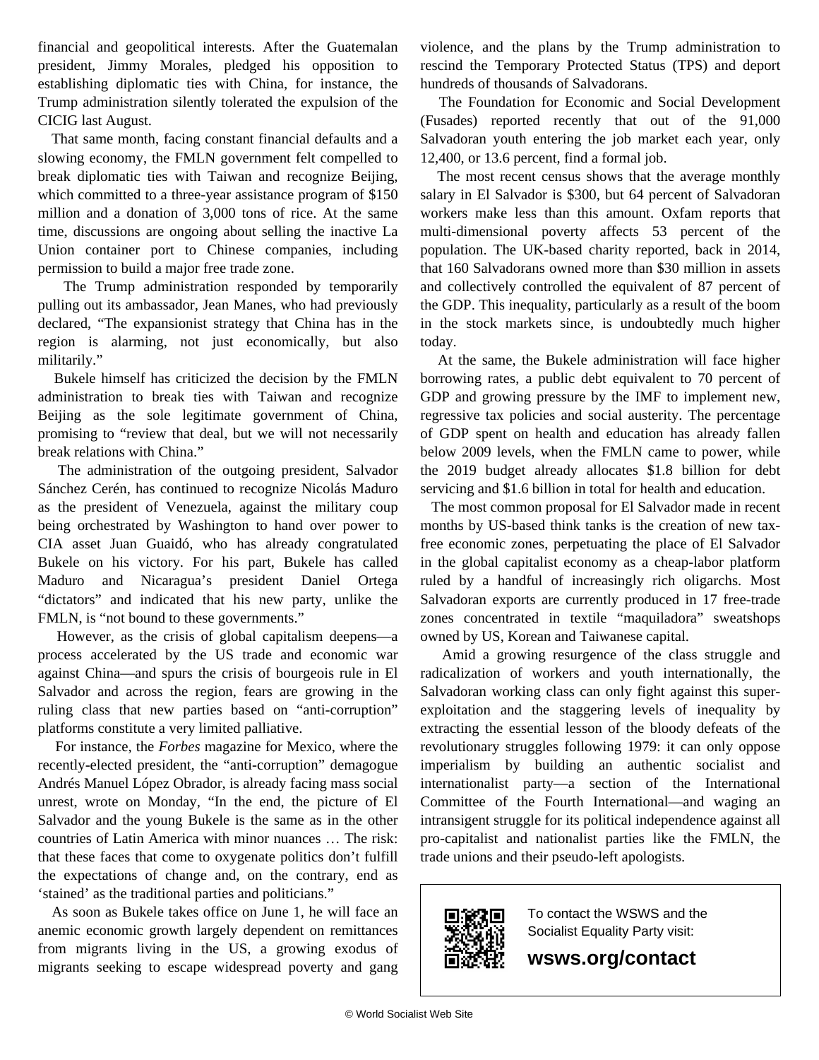financial and geopolitical interests. After the Guatemalan president, Jimmy Morales, pledged his opposition to establishing diplomatic ties with China, for instance, the Trump administration silently tolerated the expulsion of the CICIG last August.

That same month, facing constant financial defaults and a slowing economy, the FMLN government felt compelled to break diplomatic ties with Taiwan and recognize Beijing, which committed to a three-year assistance program of $150 million and a donation of 3,000 tons of rice. At the same time, discussions are ongoing about selling the inactive La Union container port to Chinese companies, including permission to build a major free trade zone.

The Trump administration responded by temporarily pulling out its ambassador, Jean Manes, who had previously declared, “The expansionist strategy that China has in the region is alarming, not just economically, but also militarily.”

Bukele himself has criticized the decision by the FMLN administration to break ties with Taiwan and recognize Beijing as the sole legitimate government of China, promising to “review that deal, but we will not necessarily break relations with China.”

The administration of the outgoing president, Salvador Sánchez Cerén, has continued to recognize Nicolás Maduro as the president of Venezuela, against the military coup being orchestrated by Washington to hand over power to CIA asset Juan Guaidó, who has already congratulated Bukele on his victory. For his part, Bukele has called Maduro and Nicaragua’s president Daniel Ortega “dictators” and indicated that his new party, unlike the FMLN, is “not bound to these governments.”

However, as the crisis of global capitalism deepens—a process accelerated by the US trade and economic war against China—and spurs the crisis of bourgeois rule in El Salvador and across the region, fears are growing in the ruling class that new parties based on “anti-corruption” platforms constitute a very limited palliative.

For instance, the *Forbes* magazine for Mexico, where the recently-elected president, the “anti-corruption” demagogue Andrés Manuel López Obrador, is already facing mass social unrest, wrote on Monday, “In the end, the picture of El Salvador and the young Bukele is the same as in the other countries of Latin America with minor nuances … The risk: that these faces that come to oxygenate politics don’t fulfill the expectations of change and, on the contrary, end as ‘stained’ as the traditional parties and politicians.”

As soon as Bukele takes office on June 1, he will face an anemic economic growth largely dependent on remittances from migrants living in the US, a growing exodus of migrants seeking to escape widespread poverty and gang violence, and the plans by the Trump administration to rescind the Temporary Protected Status (TPS) and deport hundreds of thousands of Salvadorans.

The Foundation for Economic and Social Development (Fusades) reported recently that out of the 91,000 Salvadoran youth entering the job market each year, only 12,400, or 13.6 percent, find a formal job.

The most recent census shows that the average monthly salary in El Salvador is $300, but 64 percent of Salvadoran workers make less than this amount. Oxfam reports that multi-dimensional poverty affects 53 percent of the population. The UK-based charity reported, back in 2014, that 160 Salvadorans owned more than $30 million in assets and collectively controlled the equivalent of 87 percent of the GDP. This inequality, particularly as a result of the boom in the stock markets since, is undoubtedly much higher today.

At the same, the Bukele administration will face higher borrowing rates, a public debt equivalent to 70 percent of GDP and growing pressure by the IMF to implement new, regressive tax policies and social austerity. The percentage of GDP spent on health and education has already fallen below 2009 levels, when the FMLN came to power, while the 2019 budget already allocates $1.8 billion for debt servicing and $1.6 billion in total for health and education.

The most common proposal for El Salvador made in recent months by US-based think tanks is the creation of new tax-free economic zones, perpetuating the place of El Salvador in the global capitalist economy as a cheap-labor platform ruled by a handful of increasingly rich oligarchs. Most Salvadoran exports are currently produced in 17 free-trade zones concentrated in textile “maquiladora” sweatshops owned by US, Korean and Taiwanese capital.

Amid a growing resurgence of the class struggle and radicalization of workers and youth internationally, the Salvadoran working class can only fight against this super-exploitation and the staggering levels of inequality by extracting the essential lesson of the bloody defeats of the revolutionary struggles following 1979: it can only oppose imperialism by building an authentic socialist and internationalist party—a section of the International Committee of the Fourth International—and waging an intransigent struggle for its political independence against all pro-capitalist and nationalist parties like the FMLN, the trade unions and their pseudo-left apologists.

To contact the WSWS and the Socialist Equality Party visit:

**wsws.org/contact**